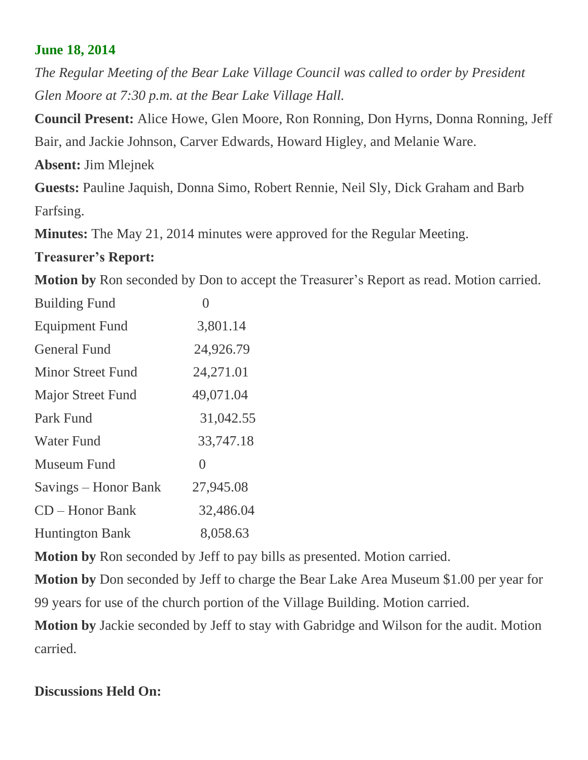**June 18, 2014**

*The Regular Meeting of the Bear Lake Village Council was called to order by President Glen Moore at 7:30 p.m. at the Bear Lake Village Hall.*

**Council Present:** Alice Howe, Glen Moore, Ron Ronning, Don Hyrns, Donna Ronning, Jeff Bair, and Jackie Johnson, Carver Edwards, Howard Higley, and Melanie Ware.

**Absent:** Jim Mlejnek

**Guests:** Pauline Jaquish, Donna Simo, Robert Rennie, Neil Sly, Dick Graham and Barb Farfsing.

**Minutes:** The May 21, 2014 minutes were approved for the Regular Meeting.

**Treasurer's Report:**

**Motion by** Ron seconded by Don to accept the Treasurer's Report as read. Motion carried.

| | |
|---|---|
| Building Fund | 0 |
| Equipment Fund | 3,801.14 |
| General Fund | 24,926.79 |
| Minor Street Fund | 24,271.01 |
| Major Street Fund | 49,071.04 |
| Park Fund | 31,042.55 |
| Water Fund | 33,747.18 |
| Museum Fund | 0 |
| Savings – Honor Bank | 27,945.08 |
| CD – Honor Bank | 32,486.04 |
| Huntington Bank | 8,058.63 |

**Motion by** Ron seconded by Jeff to pay bills as presented. Motion carried.

**Motion by** Don seconded by Jeff to charge the Bear Lake Area Museum $1.00 per year for 99 years for use of the church portion of the Village Building. Motion carried.

**Motion by** Jackie seconded by Jeff to stay with Gabridge and Wilson for the audit. Motion carried.

**Discussions Held On:**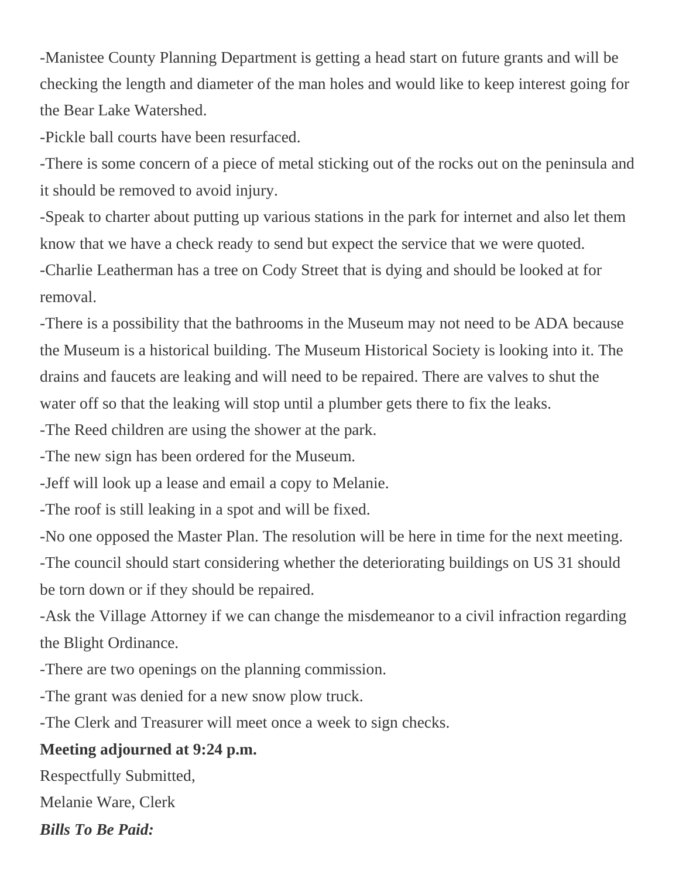-Manistee County Planning Department is getting a head start on future grants and will be checking the length and diameter of the man holes and would like to keep interest going for the Bear Lake Watershed.

-Pickle ball courts have been resurfaced.

-There is some concern of a piece of metal sticking out of the rocks out on the peninsula and it should be removed to avoid injury.

-Speak to charter about putting up various stations in the park for internet and also let them know that we have a check ready to send but expect the service that we were quoted.

-Charlie Leatherman has a tree on Cody Street that is dying and should be looked at for removal.

-There is a possibility that the bathrooms in the Museum may not need to be ADA because the Museum is a historical building. The Museum Historical Society is looking into it. The drains and faucets are leaking and will need to be repaired. There are valves to shut the water off so that the leaking will stop until a plumber gets there to fix the leaks.

-The Reed children are using the shower at the park.

-The new sign has been ordered for the Museum.

-Jeff will look up a lease and email a copy to Melanie.

-The roof is still leaking in a spot and will be fixed.

-No one opposed the Master Plan. The resolution will be here in time for the next meeting.

-The council should start considering whether the deteriorating buildings on US 31 should be torn down or if they should be repaired.

-Ask the Village Attorney if we can change the misdemeanor to a civil infraction regarding the Blight Ordinance.

-There are two openings on the planning commission.

-The grant was denied for a new snow plow truck.

-The Clerk and Treasurer will meet once a week to sign checks.

**Meeting adjourned at 9:24 p.m.**

Respectfully Submitted,

Melanie Ware, Clerk

***Bills To Be Paid:***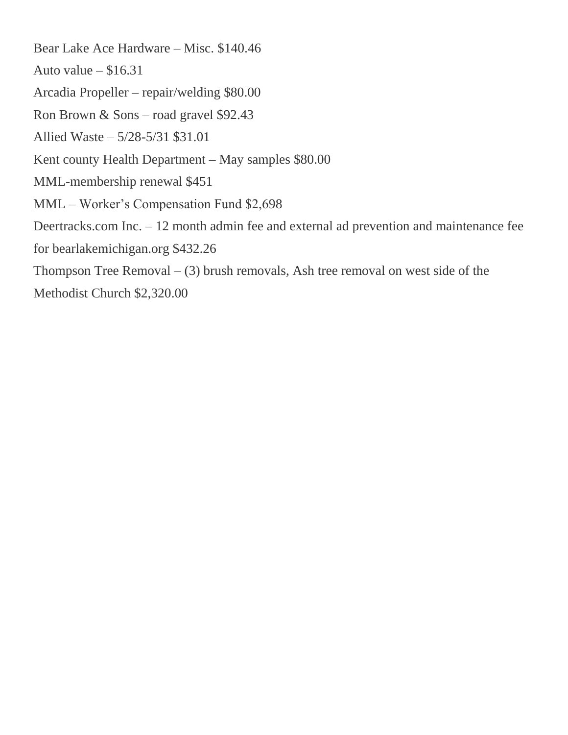Bear Lake Ace Hardware – Misc. $140.46

Auto value – $16.31

Arcadia Propeller – repair/welding $80.00

Ron Brown & Sons – road gravel $92.43

Allied Waste – 5/28-5/31 $31.01

Kent county Health Department – May samples $80.00

MML-membership renewal $451

MML – Worker's Compensation Fund $2,698

Deertracks.com Inc. – 12 month admin fee and external ad prevention and maintenance fee for bearlakemichigan.org $432.26

Thompson Tree Removal – (3) brush removals, Ash tree removal on west side of the Methodist Church $2,320.00